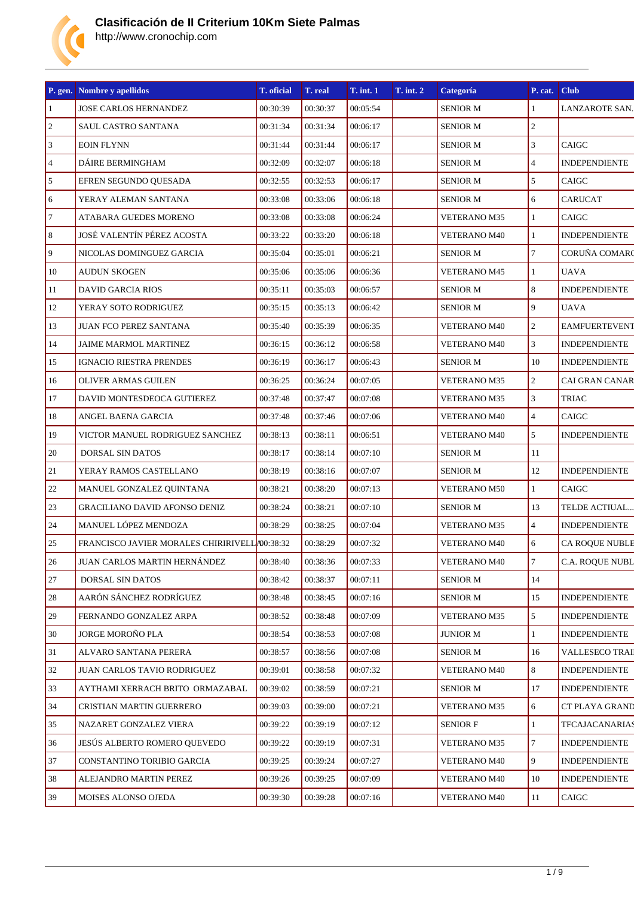# Clasificación de II Criterium 10Km Siete Palmas

http://www.cronochip.com

| P. gen. | Nombre y apellidos | T. oficial | T. real | T. int. 1 | T. int. 2 | Categoría | P. cat. | Club |
|---|---|---|---|---|---|---|---|---|
| 1 | JOSE CARLOS HERNANDEZ | 00:30:39 | 00:30:37 | 00:05:54 | | SENIOR M | 1 | LANZAROTE SAN. |
| 2 | SAUL CASTRO SANTANA | 00:31:34 | 00:31:34 | 00:06:17 | | SENIOR M | 2 | |
| 3 | EOIN FLYNN | 00:31:44 | 00:31:44 | 00:06:17 | | SENIOR M | 3 | CAIGC |
| 4 | DÁIRE BERMINGHAM | 00:32:09 | 00:32:07 | 00:06:18 | | SENIOR M | 4 | INDEPENDIENTE |
| 5 | EFREN SEGUNDO QUESADA | 00:32:55 | 00:32:53 | 00:06:17 | | SENIOR M | 5 | CAIGC |
| 6 | YERAY ALEMAN SANTANA | 00:33:08 | 00:33:06 | 00:06:18 | | SENIOR M | 6 | CARUCAT |
| 7 | ATABARA GUEDES MORENO | 00:33:08 | 00:33:08 | 00:06:24 | | VETERANO M35 | 1 | CAIGC |
| 8 | JOSÉ VALENTÍN PÉREZ ACOSTA | 00:33:22 | 00:33:20 | 00:06:18 | | VETERANO M40 | 1 | INDEPENDIENTE |
| 9 | NICOLAS DOMINGUEZ GARCIA | 00:35:04 | 00:35:01 | 00:06:21 | | SENIOR M | 7 | CORUÑA COMARC |
| 10 | AUDUN SKOGEN | 00:35:06 | 00:35:06 | 00:06:36 | | VETERANO M45 | 1 | UAVA |
| 11 | DAVID GARCIA RIOS | 00:35:11 | 00:35:03 | 00:06:57 | | SENIOR M | 8 | INDEPENDIENTE |
| 12 | YERAY SOTO RODRIGUEZ | 00:35:15 | 00:35:13 | 00:06:42 | | SENIOR M | 9 | UAVA |
| 13 | JUAN FCO PEREZ SANTANA | 00:35:40 | 00:35:39 | 00:06:35 | | VETERANO M40 | 2 | EAMFUERTEVENT |
| 14 | JAIME MARMOL MARTINEZ | 00:36:15 | 00:36:12 | 00:06:58 | | VETERANO M40 | 3 | INDEPENDIENTE |
| 15 | IGNACIO RIESTRA PRENDES | 00:36:19 | 00:36:17 | 00:06:43 | | SENIOR M | 10 | INDEPENDIENTE |
| 16 | OLIVER ARMAS GUILEN | 00:36:25 | 00:36:24 | 00:07:05 | | VETERANO M35 | 2 | CAI GRAN CANAR |
| 17 | DAVID MONTESDEOCA GUTIEREZ | 00:37:48 | 00:37:47 | 00:07:08 | | VETERANO M35 | 3 | TRIAC |
| 18 | ANGEL BAENA GARCIA | 00:37:48 | 00:37:46 | 00:07:06 | | VETERANO M40 | 4 | CAIGC |
| 19 | VICTOR MANUEL RODRIGUEZ SANCHEZ | 00:38:13 | 00:38:11 | 00:06:51 | | VETERANO M40 | 5 | INDEPENDIENTE |
| 20 | DORSAL SIN DATOS | 00:38:17 | 00:38:14 | 00:07:10 | | SENIOR M | 11 | |
| 21 | YERAY RAMOS CASTELLANO | 00:38:19 | 00:38:16 | 00:07:07 | | SENIOR M | 12 | INDEPENDIENTE |
| 22 | MANUEL GONZALEZ QUINTANA | 00:38:21 | 00:38:20 | 00:07:13 | | VETERANO M50 | 1 | CAIGC |
| 23 | GRACILIANO DAVID AFONSO DENIZ | 00:38:24 | 00:38:21 | 00:07:10 | | SENIOR M | 13 | TELDE ACTIUAL... |
| 24 | MANUEL LÓPEZ MENDOZA | 00:38:29 | 00:38:25 | 00:07:04 | | VETERANO M35 | 4 | INDEPENDIENTE |
| 25 | FRANCISCO JAVIER MORALES CHIRIRIVELLA | 00:38:32 | 00:38:29 | 00:07:32 | | VETERANO M40 | 6 | CA ROQUE NUBLE |
| 26 | JUAN CARLOS MARTIN HERNÁNDEZ | 00:38:40 | 00:38:36 | 00:07:33 | | VETERANO M40 | 7 | C.A. ROQUE NUBL |
| 27 | DORSAL SIN DATOS | 00:38:42 | 00:38:37 | 00:07:11 | | SENIOR M | 14 | |
| 28 | AARÓN SÁNCHEZ RODRÍGUEZ | 00:38:48 | 00:38:45 | 00:07:16 | | SENIOR M | 15 | INDEPENDIENTE |
| 29 | FERNANDO GONZALEZ ARPA | 00:38:52 | 00:38:48 | 00:07:09 | | VETERANO M35 | 5 | INDEPENDIENTE |
| 30 | JORGE MOROÑO PLA | 00:38:54 | 00:38:53 | 00:07:08 | | JUNIOR M | 1 | INDEPENDIENTE |
| 31 | ALVARO SANTANA PERERA | 00:38:57 | 00:38:56 | 00:07:08 | | SENIOR M | 16 | VALLESECO TRAI |
| 32 | JUAN CARLOS TAVIO RODRIGUEZ | 00:39:01 | 00:38:58 | 00:07:32 | | VETERANO M40 | 8 | INDEPENDIENTE |
| 33 | AYTHAMI XERRACH BRITO ORMAZABAL | 00:39:02 | 00:38:59 | 00:07:21 | | SENIOR M | 17 | INDEPENDIENTE |
| 34 | CRISTIAN MARTIN GUERRERO | 00:39:03 | 00:39:00 | 00:07:21 | | VETERANO M35 | 6 | CT PLAYA GRAND |
| 35 | NAZARET GONZALEZ VIERA | 00:39:22 | 00:39:19 | 00:07:12 | | SENIOR F | 1 | TFCAJACANARIAS |
| 36 | JESÚS ALBERTO ROMERO QUEVEDO | 00:39:22 | 00:39:19 | 00:07:31 | | VETERANO M35 | 7 | INDEPENDIENTE |
| 37 | CONSTANTINO TORIBIO GARCIA | 00:39:25 | 00:39:24 | 00:07:27 | | VETERANO M40 | 9 | INDEPENDIENTE |
| 38 | ALEJANDRO MARTIN PEREZ | 00:39:26 | 00:39:25 | 00:07:09 | | VETERANO M40 | 10 | INDEPENDIENTE |
| 39 | MOISES ALONSO OJEDA | 00:39:30 | 00:39:28 | 00:07:16 | | VETERANO M40 | 11 | CAIGC |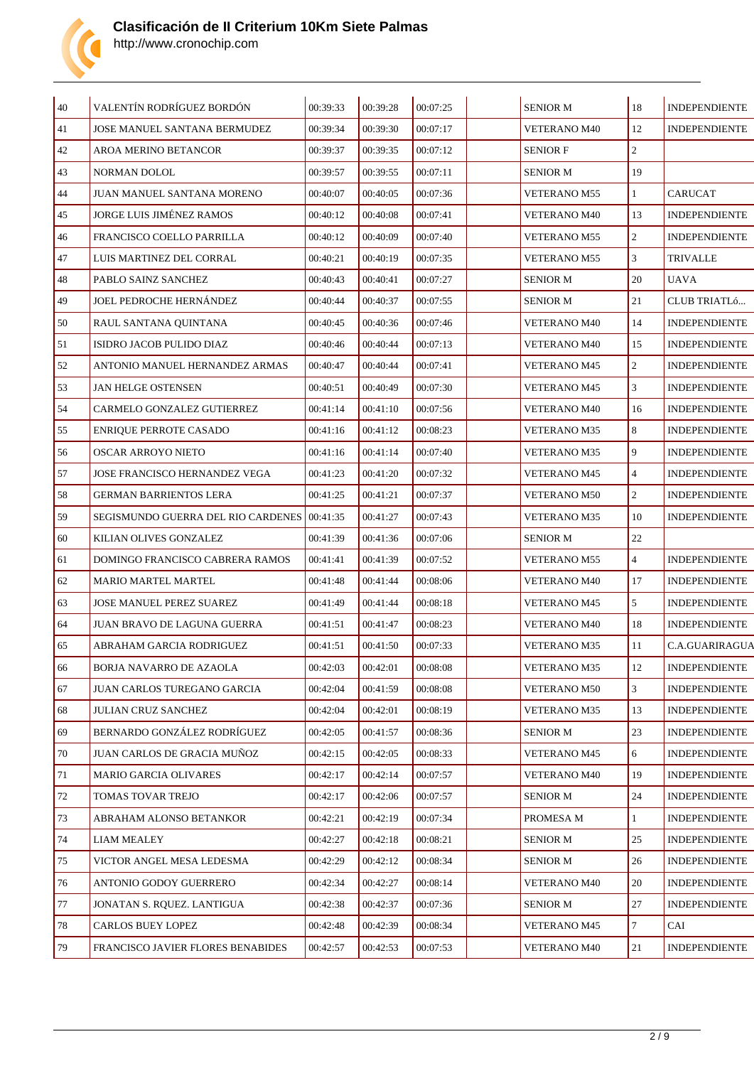# Clasificación de II Criterium 10Km Siete Palmas

http://www.cronochip.com

| | | | | | | | | |
|---|---|---|---|---|---|---|---|---|
| 40 | VALENTÍN RODRÍGUEZ BORDÓN | 00:39:33 | 00:39:28 | 00:07:25 | | SENIOR M | 18 | INDEPENDIENTE |
| 41 | JOSE MANUEL SANTANA BERMUDEZ | 00:39:34 | 00:39:30 | 00:07:17 | | VETERANO M40 | 12 | INDEPENDIENTE |
| 42 | AROA MERINO BETANCOR | 00:39:37 | 00:39:35 | 00:07:12 | | SENIOR F | 2 | |
| 43 | NORMAN DOLOL | 00:39:57 | 00:39:55 | 00:07:11 | | SENIOR M | 19 | |
| 44 | JUAN MANUEL SANTANA MORENO | 00:40:07 | 00:40:05 | 00:07:36 | | VETERANO M55 | 1 | CARUCAT |
| 45 | JORGE LUIS JIMÉNEZ RAMOS | 00:40:12 | 00:40:08 | 00:07:41 | | VETERANO M40 | 13 | INDEPENDIENTE |
| 46 | FRANCISCO COELLO PARRILLA | 00:40:12 | 00:40:09 | 00:07:40 | | VETERANO M55 | 2 | INDEPENDIENTE |
| 47 | LUIS MARTINEZ DEL CORRAL | 00:40:21 | 00:40:19 | 00:07:35 | | VETERANO M55 | 3 | TRIVALLE |
| 48 | PABLO SAINZ SANCHEZ | 00:40:43 | 00:40:41 | 00:07:27 | | SENIOR M | 20 | UAVA |
| 49 | JOEL PEDROCHE HERNÁNDEZ | 00:40:44 | 00:40:37 | 00:07:55 | | SENIOR M | 21 | CLUB TRIATLó... |
| 50 | RAUL SANTANA QUINTANA | 00:40:45 | 00:40:36 | 00:07:46 | | VETERANO M40 | 14 | INDEPENDIENTE |
| 51 | ISIDRO JACOB PULIDO DIAZ | 00:40:46 | 00:40:44 | 00:07:13 | | VETERANO M40 | 15 | INDEPENDIENTE |
| 52 | ANTONIO MANUEL HERNANDEZ ARMAS | 00:40:47 | 00:40:44 | 00:07:41 | | VETERANO M45 | 2 | INDEPENDIENTE |
| 53 | JAN HELGE OSTENSEN | 00:40:51 | 00:40:49 | 00:07:30 | | VETERANO M45 | 3 | INDEPENDIENTE |
| 54 | CARMELO GONZALEZ GUTIERREZ | 00:41:14 | 00:41:10 | 00:07:56 | | VETERANO M40 | 16 | INDEPENDIENTE |
| 55 | ENRIQUE PERROTE CASADO | 00:41:16 | 00:41:12 | 00:08:23 | | VETERANO M35 | 8 | INDEPENDIENTE |
| 56 | OSCAR ARROYO NIETO | 00:41:16 | 00:41:14 | 00:07:40 | | VETERANO M35 | 9 | INDEPENDIENTE |
| 57 | JOSE FRANCISCO HERNANDEZ VEGA | 00:41:23 | 00:41:20 | 00:07:32 | | VETERANO M45 | 4 | INDEPENDIENTE |
| 58 | GERMAN BARRIENTOS LERA | 00:41:25 | 00:41:21 | 00:07:37 | | VETERANO M50 | 2 | INDEPENDIENTE |
| 59 | SEGISMUNDO GUERRA DEL RIO CARDENES | 00:41:35 | 00:41:27 | 00:07:43 | | VETERANO M35 | 10 | INDEPENDIENTE |
| 60 | KILIAN OLIVES GONZALEZ | 00:41:39 | 00:41:36 | 00:07:06 | | SENIOR M | 22 | |
| 61 | DOMINGO FRANCISCO CABRERA RAMOS | 00:41:41 | 00:41:39 | 00:07:52 | | VETERANO M55 | 4 | INDEPENDIENTE |
| 62 | MARIO MARTEL MARTEL | 00:41:48 | 00:41:44 | 00:08:06 | | VETERANO M40 | 17 | INDEPENDIENTE |
| 63 | JOSE MANUEL PEREZ SUAREZ | 00:41:49 | 00:41:44 | 00:08:18 | | VETERANO M45 | 5 | INDEPENDIENTE |
| 64 | JUAN BRAVO DE LAGUNA GUERRA | 00:41:51 | 00:41:47 | 00:08:23 | | VETERANO M40 | 18 | INDEPENDIENTE |
| 65 | ABRAHAM GARCIA RODRIGUEZ | 00:41:51 | 00:41:50 | 00:07:33 | | VETERANO M35 | 11 | C.A.GUARIRAGUA |
| 66 | BORJA NAVARRO DE AZAOLA | 00:42:03 | 00:42:01 | 00:08:08 | | VETERANO M35 | 12 | INDEPENDIENTE |
| 67 | JUAN CARLOS TUREGANO GARCIA | 00:42:04 | 00:41:59 | 00:08:08 | | VETERANO M50 | 3 | INDEPENDIENTE |
| 68 | JULIAN CRUZ SANCHEZ | 00:42:04 | 00:42:01 | 00:08:19 | | VETERANO M35 | 13 | INDEPENDIENTE |
| 69 | BERNARDO GONZÁLEZ RODRÍGUEZ | 00:42:05 | 00:41:57 | 00:08:36 | | SENIOR M | 23 | INDEPENDIENTE |
| 70 | JUAN CARLOS DE GRACIA MUÑOZ | 00:42:15 | 00:42:05 | 00:08:33 | | VETERANO M45 | 6 | INDEPENDIENTE |
| 71 | MARIO GARCIA OLIVARES | 00:42:17 | 00:42:14 | 00:07:57 | | VETERANO M40 | 19 | INDEPENDIENTE |
| 72 | TOMAS TOVAR TREJO | 00:42:17 | 00:42:06 | 00:07:57 | | SENIOR M | 24 | INDEPENDIENTE |
| 73 | ABRAHAM ALONSO BETANKOR | 00:42:21 | 00:42:19 | 00:07:34 | | PROMESA M | 1 | INDEPENDIENTE |
| 74 | LIAM MEALEY | 00:42:27 | 00:42:18 | 00:08:21 | | SENIOR M | 25 | INDEPENDIENTE |
| 75 | VICTOR ANGEL MESA LEDESMA | 00:42:29 | 00:42:12 | 00:08:34 | | SENIOR M | 26 | INDEPENDIENTE |
| 76 | ANTONIO GODOY GUERRERO | 00:42:34 | 00:42:27 | 00:08:14 | | VETERANO M40 | 20 | INDEPENDIENTE |
| 77 | JONATAN S. RQUEZ. LANTIGUA | 00:42:38 | 00:42:37 | 00:07:36 | | SENIOR M | 27 | INDEPENDIENTE |
| 78 | CARLOS BUEY LOPEZ | 00:42:48 | 00:42:39 | 00:08:34 | | VETERANO M45 | 7 | CAI |
| 79 | FRANCISCO JAVIER FLORES BENABIDES | 00:42:57 | 00:42:53 | 00:07:53 | | VETERANO M40 | 21 | INDEPENDIENTE |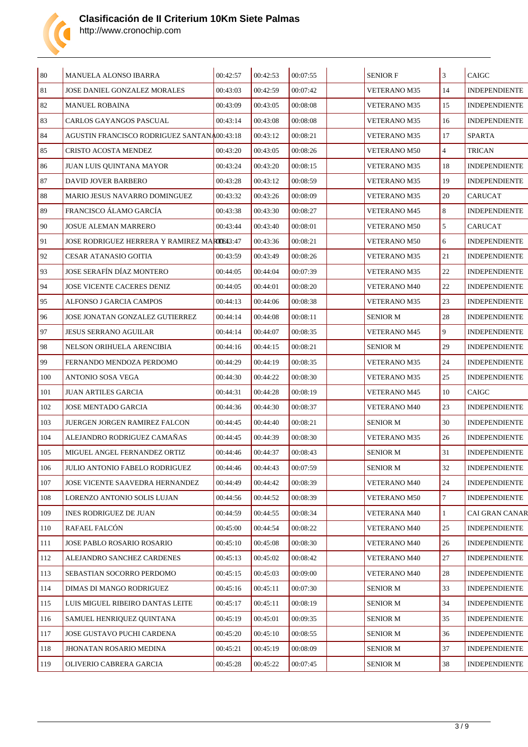# Clasificación de II Criterium 10Km Siete Palmas

http://www.cronochip.com

| | | | | | | | | |
|---|---|---|---|---|---|---|---|---|
| 80 | MANUELA ALONSO IBARRA | 00:42:57 | 00:42:53 | 00:07:55 | | SENIOR F | 3 | CAIGC |
| 81 | JOSE DANIEL GONZALEZ MORALES | 00:43:03 | 00:42:59 | 00:07:42 | | VETERANO M35 | 14 | INDEPENDIENTE |
| 82 | MANUEL ROBAINA | 00:43:09 | 00:43:05 | 00:08:08 | | VETERANO M35 | 15 | INDEPENDIENTE |
| 83 | CARLOS GAYANGOS PASCUAL | 00:43:14 | 00:43:08 | 00:08:08 | | VETERANO M35 | 16 | INDEPENDIENTE |
| 84 | AGUSTIN FRANCISCO RODRIGUEZ SANTANA | 00:43:18 | 00:43:12 | 00:08:21 | | VETERANO M35 | 17 | SPARTA |
| 85 | CRISTO ACOSTA MENDEZ | 00:43:20 | 00:43:05 | 00:08:26 | | VETERANO M50 | 4 | TRICAN |
| 86 | JUAN LUIS QUINTANA MAYOR | 00:43:24 | 00:43:20 | 00:08:15 | | VETERANO M35 | 18 | INDEPENDIENTE |
| 87 | DAVID JOVER BARBERO | 00:43:28 | 00:43:12 | 00:08:59 | | VETERANO M35 | 19 | INDEPENDIENTE |
| 88 | MARIO JESUS NAVARRO DOMINGUEZ | 00:43:32 | 00:43:26 | 00:08:09 | | VETERANO M35 | 20 | CARUCAT |
| 89 | FRANCISCO ÁLAMO GARCÍA | 00:43:38 | 00:43:30 | 00:08:27 | | VETERANO M45 | 8 | INDEPENDIENTE |
| 90 | JOSUE ALEMAN MARRERO | 00:43:44 | 00:43:40 | 00:08:01 | | VETERANO M50 | 5 | CARUCAT |
| 91 | JOSE RODRIGUEZ HERRERA Y RAMIREZ MAR | 00:43:47 | 00:43:36 | 00:08:21 | | VETERANO M50 | 6 | INDEPENDIENTE |
| 92 | CESAR ATANASIO GOITIA | 00:43:59 | 00:43:49 | 00:08:26 | | VETERANO M35 | 21 | INDEPENDIENTE |
| 93 | JOSE SERAFÍN DÍAZ MONTERO | 00:44:05 | 00:44:04 | 00:07:39 | | VETERANO M35 | 22 | INDEPENDIENTE |
| 94 | JOSE VICENTE CACERES DENIZ | 00:44:05 | 00:44:01 | 00:08:20 | | VETERANO M40 | 22 | INDEPENDIENTE |
| 95 | ALFONSO J GARCIA CAMPOS | 00:44:13 | 00:44:06 | 00:08:38 | | VETERANO M35 | 23 | INDEPENDIENTE |
| 96 | JOSE JONATAN GONZALEZ GUTIERREZ | 00:44:14 | 00:44:08 | 00:08:11 | | SENIOR M | 28 | INDEPENDIENTE |
| 97 | JESUS SERRANO AGUILAR | 00:44:14 | 00:44:07 | 00:08:35 | | VETERANO M45 | 9 | INDEPENDIENTE |
| 98 | NELSON ORIHUELA ARENCIBIA | 00:44:16 | 00:44:15 | 00:08:21 | | SENIOR M | 29 | INDEPENDIENTE |
| 99 | FERNANDO MENDOZA PERDOMO | 00:44:29 | 00:44:19 | 00:08:35 | | VETERANO M35 | 24 | INDEPENDIENTE |
| 100 | ANTONIO SOSA VEGA | 00:44:30 | 00:44:22 | 00:08:30 | | VETERANO M35 | 25 | INDEPENDIENTE |
| 101 | JUAN ARTILES GARCIA | 00:44:31 | 00:44:28 | 00:08:19 | | VETERANO M45 | 10 | CAIGC |
| 102 | JOSE MENTADO GARCIA | 00:44:36 | 00:44:30 | 00:08:37 | | VETERANO M40 | 23 | INDEPENDIENTE |
| 103 | JUERGEN JORGEN RAMIREZ FALCON | 00:44:45 | 00:44:40 | 00:08:21 | | SENIOR M | 30 | INDEPENDIENTE |
| 104 | ALEJANDRO RODRIGUEZ CAMAÑAS | 00:44:45 | 00:44:39 | 00:08:30 | | VETERANO M35 | 26 | INDEPENDIENTE |
| 105 | MIGUEL ANGEL FERNANDEZ ORTIZ | 00:44:46 | 00:44:37 | 00:08:43 | | SENIOR M | 31 | INDEPENDIENTE |
| 106 | JULIO ANTONIO FABELO RODRIGUEZ | 00:44:46 | 00:44:43 | 00:07:59 | | SENIOR M | 32 | INDEPENDIENTE |
| 107 | JOSE VICENTE SAAVEDRA HERNANDEZ | 00:44:49 | 00:44:42 | 00:08:39 | | VETERANO M40 | 24 | INDEPENDIENTE |
| 108 | LORENZO ANTONIO SOLIS LUJAN | 00:44:56 | 00:44:52 | 00:08:39 | | VETERANO M50 | 7 | INDEPENDIENTE |
| 109 | INES RODRIGUEZ DE JUAN | 00:44:59 | 00:44:55 | 00:08:34 | | VETERANA M40 | 1 | CAI GRAN CANAR |
| 110 | RAFAEL FALCÓN | 00:45:00 | 00:44:54 | 00:08:22 | | VETERANO M40 | 25 | INDEPENDIENTE |
| 111 | JOSE PABLO ROSARIO ROSARIO | 00:45:10 | 00:45:08 | 00:08:30 | | VETERANO M40 | 26 | INDEPENDIENTE |
| 112 | ALEJANDRO SANCHEZ CARDENES | 00:45:13 | 00:45:02 | 00:08:42 | | VETERANO M40 | 27 | INDEPENDIENTE |
| 113 | SEBASTIAN SOCORRO PERDOMO | 00:45:15 | 00:45:03 | 00:09:00 | | VETERANO M40 | 28 | INDEPENDIENTE |
| 114 | DIMAS DI MANGO RODRIGUEZ | 00:45:16 | 00:45:11 | 00:07:30 | | SENIOR M | 33 | INDEPENDIENTE |
| 115 | LUIS MIGUEL RIBEIRO DANTAS LEITE | 00:45:17 | 00:45:11 | 00:08:19 | | SENIOR M | 34 | INDEPENDIENTE |
| 116 | SAMUEL HENRIQUEZ QUINTANA | 00:45:19 | 00:45:01 | 00:09:35 | | SENIOR M | 35 | INDEPENDIENTE |
| 117 | JOSE GUSTAVO PUCHI CARDENA | 00:45:20 | 00:45:10 | 00:08:55 | | SENIOR M | 36 | INDEPENDIENTE |
| 118 | JHONATAN ROSARIO MEDINA | 00:45:21 | 00:45:19 | 00:08:09 | | SENIOR M | 37 | INDEPENDIENTE |
| 119 | OLIVERIO CABRERA GARCIA | 00:45:28 | 00:45:22 | 00:07:45 | | SENIOR M | 38 | INDEPENDIENTE |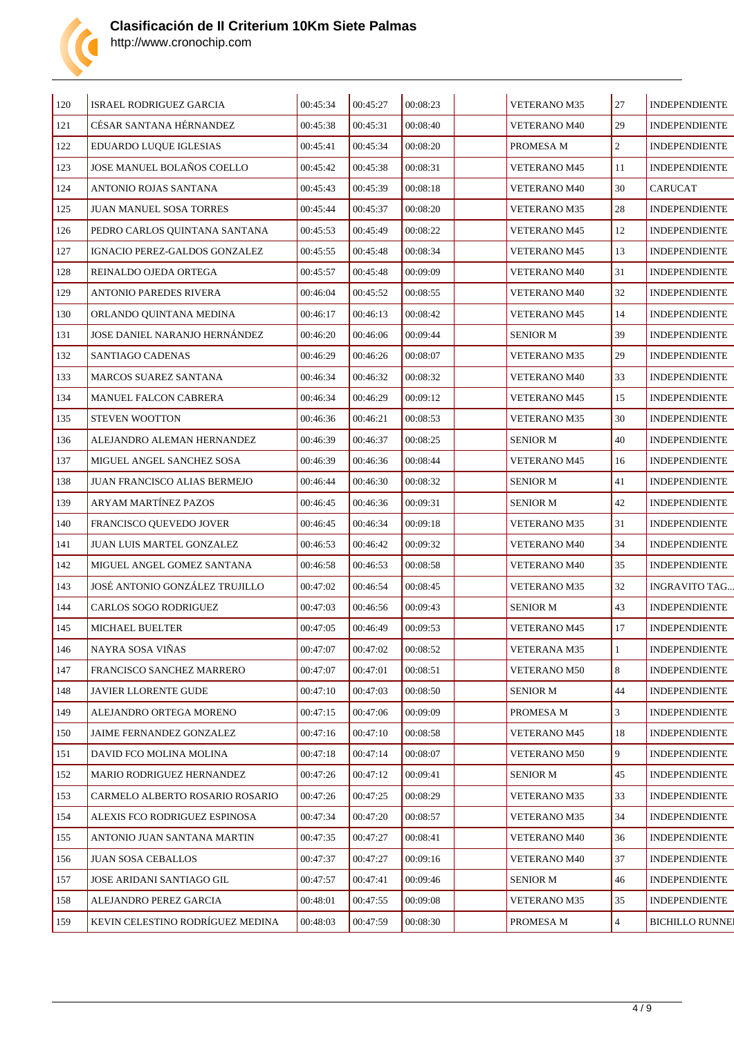# Clasificación de II Criterium 10Km Siete Palmas

http://www.cronochip.com

| | | | | | | | | |
|---|---|---|---|---|---|---|---|---|
| 120 | ISRAEL RODRIGUEZ GARCIA | 00:45:34 | 00:45:27 | 00:08:23 | | VETERANO M35 | 27 | INDEPENDIENTE |
| 121 | CÉSAR SANTANA HÉRNANDEZ | 00:45:38 | 00:45:31 | 00:08:40 | | VETERANO M40 | 29 | INDEPENDIENTE |
| 122 | EDUARDO LUQUE IGLESIAS | 00:45:41 | 00:45:34 | 00:08:20 | | PROMESA M | 2 | INDEPENDIENTE |
| 123 | JOSE MANUEL BOLAÑOS COELLO | 00:45:42 | 00:45:38 | 00:08:31 | | VETERANO M45 | 11 | INDEPENDIENTE |
| 124 | ANTONIO ROJAS SANTANA | 00:45:43 | 00:45:39 | 00:08:18 | | VETERANO M40 | 30 | CARUCAT |
| 125 | JUAN MANUEL SOSA TORRES | 00:45:44 | 00:45:37 | 00:08:20 | | VETERANO M35 | 28 | INDEPENDIENTE |
| 126 | PEDRO CARLOS QUINTANA SANTANA | 00:45:53 | 00:45:49 | 00:08:22 | | VETERANO M45 | 12 | INDEPENDIENTE |
| 127 | IGNACIO PEREZ-GALDOS GONZALEZ | 00:45:55 | 00:45:48 | 00:08:34 | | VETERANO M45 | 13 | INDEPENDIENTE |
| 128 | REINALDO OJEDA ORTEGA | 00:45:57 | 00:45:48 | 00:09:09 | | VETERANO M40 | 31 | INDEPENDIENTE |
| 129 | ANTONIO PAREDES RIVERA | 00:46:04 | 00:45:52 | 00:08:55 | | VETERANO M40 | 32 | INDEPENDIENTE |
| 130 | ORLANDO QUINTANA MEDINA | 00:46:17 | 00:46:13 | 00:08:42 | | VETERANO M45 | 14 | INDEPENDIENTE |
| 131 | JOSE DANIEL NARANJO HERNÁNDEZ | 00:46:20 | 00:46:06 | 00:09:44 | | SENIOR M | 39 | INDEPENDIENTE |
| 132 | SANTIAGO CADENAS | 00:46:29 | 00:46:26 | 00:08:07 | | VETERANO M35 | 29 | INDEPENDIENTE |
| 133 | MARCOS SUAREZ SANTANA | 00:46:34 | 00:46:32 | 00:08:32 | | VETERANO M40 | 33 | INDEPENDIENTE |
| 134 | MANUEL FALCON CABRERA | 00:46:34 | 00:46:29 | 00:09:12 | | VETERANO M45 | 15 | INDEPENDIENTE |
| 135 | STEVEN WOOTTON | 00:46:36 | 00:46:21 | 00:08:53 | | VETERANO M35 | 30 | INDEPENDIENTE |
| 136 | ALEJANDRO ALEMAN HERNANDEZ | 00:46:39 | 00:46:37 | 00:08:25 | | SENIOR M | 40 | INDEPENDIENTE |
| 137 | MIGUEL ANGEL SANCHEZ SOSA | 00:46:39 | 00:46:36 | 00:08:44 | | VETERANO M45 | 16 | INDEPENDIENTE |
| 138 | JUAN FRANCISCO ALIAS BERMEJO | 00:46:44 | 00:46:30 | 00:08:32 | | SENIOR M | 41 | INDEPENDIENTE |
| 139 | ARYAM MARTÍNEZ PAZOS | 00:46:45 | 00:46:36 | 00:09:31 | | SENIOR M | 42 | INDEPENDIENTE |
| 140 | FRANCISCO QUEVEDO JOVER | 00:46:45 | 00:46:34 | 00:09:18 | | VETERANO M35 | 31 | INDEPENDIENTE |
| 141 | JUAN LUIS MARTEL GONZALEZ | 00:46:53 | 00:46:42 | 00:09:32 | | VETERANO M40 | 34 | INDEPENDIENTE |
| 142 | MIGUEL ANGEL GOMEZ SANTANA | 00:46:58 | 00:46:53 | 00:08:58 | | VETERANO M40 | 35 | INDEPENDIENTE |
| 143 | JOSÉ ANTONIO GONZÁLEZ TRUJILLO | 00:47:02 | 00:46:54 | 00:08:45 | | VETERANO M35 | 32 | INGRAVITO TAG... |
| 144 | CARLOS SOGO RODRIGUEZ | 00:47:03 | 00:46:56 | 00:09:43 | | SENIOR M | 43 | INDEPENDIENTE |
| 145 | MICHAEL BUELTER | 00:47:05 | 00:46:49 | 00:09:53 | | VETERANO M45 | 17 | INDEPENDIENTE |
| 146 | NAYRA SOSA VIÑAS | 00:47:07 | 00:47:02 | 00:08:52 | | VETERANA M35 | 1 | INDEPENDIENTE |
| 147 | FRANCISCO SANCHEZ MARRERO | 00:47:07 | 00:47:01 | 00:08:51 | | VETERANO M50 | 8 | INDEPENDIENTE |
| 148 | JAVIER LLORENTE GUDE | 00:47:10 | 00:47:03 | 00:08:50 | | SENIOR M | 44 | INDEPENDIENTE |
| 149 | ALEJANDRO ORTEGA MORENO | 00:47:15 | 00:47:06 | 00:09:09 | | PROMESA M | 3 | INDEPENDIENTE |
| 150 | JAIME FERNANDEZ GONZALEZ | 00:47:16 | 00:47:10 | 00:08:58 | | VETERANO M45 | 18 | INDEPENDIENTE |
| 151 | DAVID FCO MOLINA MOLINA | 00:47:18 | 00:47:14 | 00:08:07 | | VETERANO M50 | 9 | INDEPENDIENTE |
| 152 | MARIO RODRIGUEZ HERNANDEZ | 00:47:26 | 00:47:12 | 00:09:41 | | SENIOR M | 45 | INDEPENDIENTE |
| 153 | CARMELO ALBERTO ROSARIO ROSARIO | 00:47:26 | 00:47:25 | 00:08:29 | | VETERANO M35 | 33 | INDEPENDIENTE |
| 154 | ALEXIS FCO RODRIGUEZ ESPINOSA | 00:47:34 | 00:47:20 | 00:08:57 | | VETERANO M35 | 34 | INDEPENDIENTE |
| 155 | ANTONIO JUAN SANTANA MARTIN | 00:47:35 | 00:47:27 | 00:08:41 | | VETERANO M40 | 36 | INDEPENDIENTE |
| 156 | JUAN SOSA CEBALLOS | 00:47:37 | 00:47:27 | 00:09:16 | | VETERANO M40 | 37 | INDEPENDIENTE |
| 157 | JOSE ARIDANI SANTIAGO GIL | 00:47:57 | 00:47:41 | 00:09:46 | | SENIOR M | 46 | INDEPENDIENTE |
| 158 | ALEJANDRO PEREZ GARCIA | 00:48:01 | 00:47:55 | 00:09:08 | | VETERANO M35 | 35 | INDEPENDIENTE |
| 159 | KEVIN CELESTINO RODRÍGUEZ MEDINA | 00:48:03 | 00:47:59 | 00:08:30 | | PROMESA M | 4 | BICHILLO RUNNE |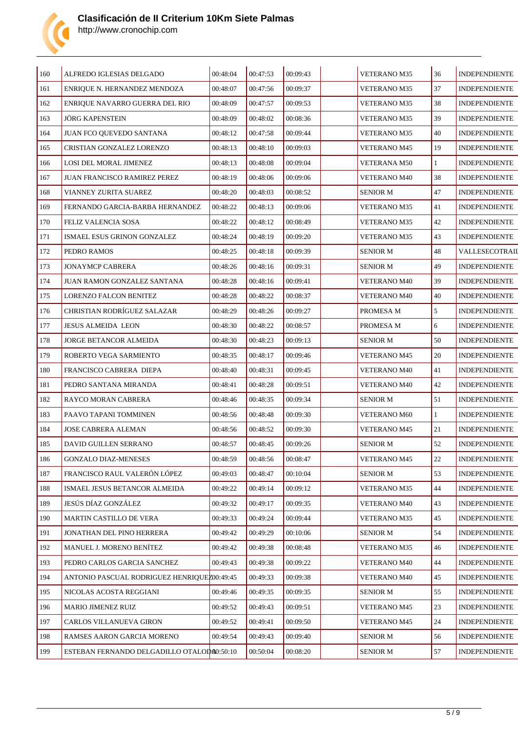# Clasificación de II Criterium 10Km Siete Palmas

http://www.cronochip.com

| | | | | | | | | |
|---|---|---|---|---|---|---|---|---|
| 160 | ALFREDO IGLESIAS DELGADO | 00:48:04 | 00:47:53 | 00:09:43 | | VETERANO M35 | 36 | INDEPENDIENTE |
| 161 | ENRIQUE N. HERNANDEZ MENDOZA | 00:48:07 | 00:47:56 | 00:09:37 | | VETERANO M35 | 37 | INDEPENDIENTE |
| 162 | ENRIQUE NAVARRO GUERRA DEL RIO | 00:48:09 | 00:47:57 | 00:09:53 | | VETERANO M35 | 38 | INDEPENDIENTE |
| 163 | JÖRG KAPENSTEIN | 00:48:09 | 00:48:02 | 00:08:36 | | VETERANO M35 | 39 | INDEPENDIENTE |
| 164 | JUAN FCO QUEVEDO SANTANA | 00:48:12 | 00:47:58 | 00:09:44 | | VETERANO M35 | 40 | INDEPENDIENTE |
| 165 | CRISTIAN GONZALEZ LORENZO | 00:48:13 | 00:48:10 | 00:09:03 | | VETERANO M45 | 19 | INDEPENDIENTE |
| 166 | LOSI DEL MORAL JIMENEZ | 00:48:13 | 00:48:08 | 00:09:04 | | VETERANA M50 | 1 | INDEPENDIENTE |
| 167 | JUAN FRANCISCO RAMIREZ PEREZ | 00:48:19 | 00:48:06 | 00:09:06 | | VETERANO M40 | 38 | INDEPENDIENTE |
| 168 | VIANNEY ZURITA SUAREZ | 00:48:20 | 00:48:03 | 00:08:52 | | SENIOR M | 47 | INDEPENDIENTE |
| 169 | FERNANDO GARCIA-BARBA HERNANDEZ | 00:48:22 | 00:48:13 | 00:09:06 | | VETERANO M35 | 41 | INDEPENDIENTE |
| 170 | FELIZ VALENCIA SOSA | 00:48:22 | 00:48:12 | 00:08:49 | | VETERANO M35 | 42 | INDEPENDIENTE |
| 171 | ISMAEL ESUS GRINON GONZALEZ | 00:48:24 | 00:48:19 | 00:09:20 | | VETERANO M35 | 43 | INDEPENDIENTE |
| 172 | PEDRO RAMOS | 00:48:25 | 00:48:18 | 00:09:39 | | SENIOR M | 48 | VALLESECOTRAIL |
| 173 | JONAYMCP CABRERA | 00:48:26 | 00:48:16 | 00:09:31 | | SENIOR M | 49 | INDEPENDIENTE |
| 174 | JUAN RAMON GONZALEZ SANTANA | 00:48:28 | 00:48:16 | 00:09:41 | | VETERANO M40 | 39 | INDEPENDIENTE |
| 175 | LORENZO FALCON BENITEZ | 00:48:28 | 00:48:22 | 00:08:37 | | VETERANO M40 | 40 | INDEPENDIENTE |
| 176 | CHRISTIAN RODRÍGUEZ SALAZAR | 00:48:29 | 00:48:26 | 00:09:27 | | PROMESA M | 5 | INDEPENDIENTE |
| 177 | JESUS ALMEIDA LEON | 00:48:30 | 00:48:22 | 00:08:57 | | PROMESA M | 6 | INDEPENDIENTE |
| 178 | JORGE BETANCOR ALMEIDA | 00:48:30 | 00:48:23 | 00:09:13 | | SENIOR M | 50 | INDEPENDIENTE |
| 179 | ROBERTO VEGA SARMIENTO | 00:48:35 | 00:48:17 | 00:09:46 | | VETERANO M45 | 20 | INDEPENDIENTE |
| 180 | FRANCISCO CABRERA DIEPA | 00:48:40 | 00:48:31 | 00:09:45 | | VETERANO M40 | 41 | INDEPENDIENTE |
| 181 | PEDRO SANTANA MIRANDA | 00:48:41 | 00:48:28 | 00:09:51 | | VETERANO M40 | 42 | INDEPENDIENTE |
| 182 | RAYCO MORAN CABRERA | 00:48:46 | 00:48:35 | 00:09:34 | | SENIOR M | 51 | INDEPENDIENTE |
| 183 | PAAVO TAPANI TOMMINEN | 00:48:56 | 00:48:48 | 00:09:30 | | VETERANO M60 | 1 | INDEPENDIENTE |
| 184 | JOSE CABRERA ALEMAN | 00:48:56 | 00:48:52 | 00:09:30 | | VETERANO M45 | 21 | INDEPENDIENTE |
| 185 | DAVID GUILLEN SERRANO | 00:48:57 | 00:48:45 | 00:09:26 | | SENIOR M | 52 | INDEPENDIENTE |
| 186 | GONZALO DIAZ-MENESES | 00:48:59 | 00:48:56 | 00:08:47 | | VETERANO M45 | 22 | INDEPENDIENTE |
| 187 | FRANCISCO RAUL VALERÓN LÓPEZ | 00:49:03 | 00:48:47 | 00:10:04 | | SENIOR M | 53 | INDEPENDIENTE |
| 188 | ISMAEL JESUS BETANCOR ALMEIDA | 00:49:22 | 00:49:14 | 00:09:12 | | VETERANO M35 | 44 | INDEPENDIENTE |
| 189 | JESÚS DÍAZ GONZÁLEZ | 00:49:32 | 00:49:17 | 00:09:35 | | VETERANO M40 | 43 | INDEPENDIENTE |
| 190 | MARTIN CASTILLO DE VERA | 00:49:33 | 00:49:24 | 00:09:44 | | VETERANO M35 | 45 | INDEPENDIENTE |
| 191 | JONATHAN DEL PINO HERRERA | 00:49:42 | 00:49:29 | 00:10:06 | | SENIOR M | 54 | INDEPENDIENTE |
| 192 | MANUEL J. MORENO BENÍTEZ | 00:49:42 | 00:49:38 | 00:08:48 | | VETERANO M35 | 46 | INDEPENDIENTE |
| 193 | PEDRO CARLOS GARCIA SANCHEZ | 00:49:43 | 00:49:38 | 00:09:22 | | VETERANO M40 | 44 | INDEPENDIENTE |
| 194 | ANTONIO PASCUAL RODRIGUEZ HENRIQUEZ | 00:49:45 | 00:49:33 | 00:09:38 | | VETERANO M40 | 45 | INDEPENDIENTE |
| 195 | NICOLAS ACOSTA REGGIANI | 00:49:46 | 00:49:35 | 00:09:35 | | SENIOR M | 55 | INDEPENDIENTE |
| 196 | MARIO JIMENEZ RUIZ | 00:49:52 | 00:49:43 | 00:09:51 | | VETERANO M45 | 23 | INDEPENDIENTE |
| 197 | CARLOS VILLANUEVA GIRON | 00:49:52 | 00:49:41 | 00:09:50 | | VETERANO M45 | 24 | INDEPENDIENTE |
| 198 | RAMSES AARON GARCIA MORENO | 00:49:54 | 00:49:43 | 00:09:40 | | SENIOR M | 56 | INDEPENDIENTE |
| 199 | ESTEBAN FERNANDO DELGADILLO OTALORA | 00:50:10 | 00:50:04 | 00:08:20 | | SENIOR M | 57 | INDEPENDIENTE |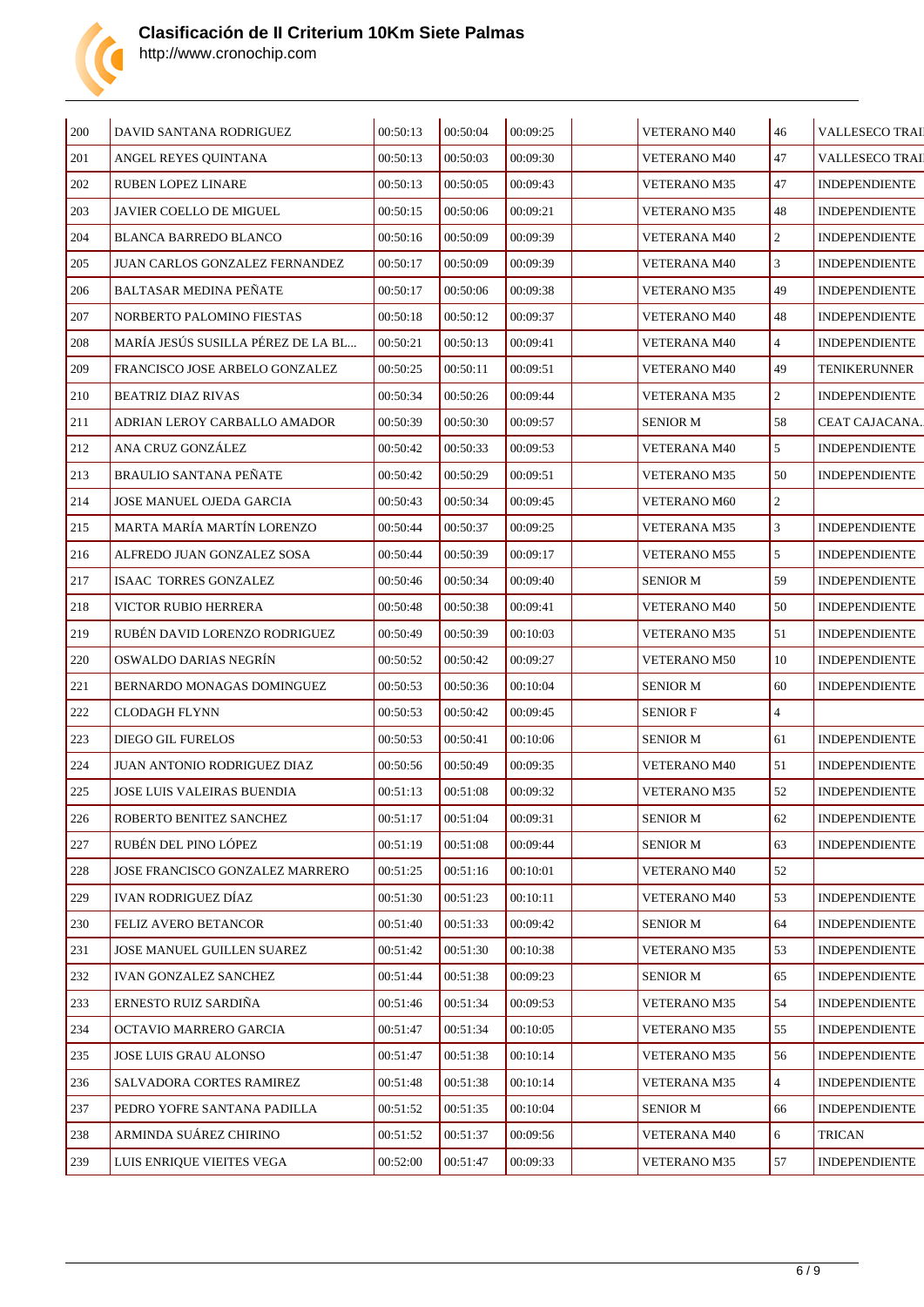# Clasificación de II Criterium 10Km Siete Palmas

http://www.cronochip.com

| | | | | | | | | |
|---|---|---|---|---|---|---|---|---|
| 200 | DAVID SANTANA RODRIGUEZ | 00:50:13 | 00:50:04 | 00:09:25 | | VETERANO M40 | 46 | VALLESECO TRAI |
| 201 | ANGEL REYES QUINTANA | 00:50:13 | 00:50:03 | 00:09:30 | | VETERANO M40 | 47 | VALLESECO TRAI |
| 202 | RUBEN LOPEZ LINARE | 00:50:13 | 00:50:05 | 00:09:43 | | VETERANO M35 | 47 | INDEPENDIENTE |
| 203 | JAVIER COELLO DE MIGUEL | 00:50:15 | 00:50:06 | 00:09:21 | | VETERANO M35 | 48 | INDEPENDIENTE |
| 204 | BLANCA BARREDO BLANCO | 00:50:16 | 00:50:09 | 00:09:39 | | VETERANA M40 | 2 | INDEPENDIENTE |
| 205 | JUAN CARLOS GONZALEZ FERNANDEZ | 00:50:17 | 00:50:09 | 00:09:39 | | VETERANA M40 | 3 | INDEPENDIENTE |
| 206 | BALTASAR MEDINA PEÑATE | 00:50:17 | 00:50:06 | 00:09:38 | | VETERANO M35 | 49 | INDEPENDIENTE |
| 207 | NORBERTO PALOMINO FIESTAS | 00:50:18 | 00:50:12 | 00:09:37 | | VETERANO M40 | 48 | INDEPENDIENTE |
| 208 | MARÍA JESÚS SUSILLA PÉREZ DE LA BL... | 00:50:21 | 00:50:13 | 00:09:41 | | VETERANA M40 | 4 | INDEPENDIENTE |
| 209 | FRANCISCO JOSE ARBELO GONZALEZ | 00:50:25 | 00:50:11 | 00:09:51 | | VETERANO M40 | 49 | TENIKERUNNER |
| 210 | BEATRIZ DIAZ RIVAS | 00:50:34 | 00:50:26 | 00:09:44 | | VETERANA M35 | 2 | INDEPENDIENTE |
| 211 | ADRIAN LEROY CARBALLO AMADOR | 00:50:39 | 00:50:30 | 00:09:57 | | SENIOR M | 58 | CEAT CAJACANA... |
| 212 | ANA CRUZ GONZÁLEZ | 00:50:42 | 00:50:33 | 00:09:53 | | VETERANA M40 | 5 | INDEPENDIENTE |
| 213 | BRAULIO SANTANA PEÑATE | 00:50:42 | 00:50:29 | 00:09:51 | | VETERANO M35 | 50 | INDEPENDIENTE |
| 214 | JOSE MANUEL OJEDA GARCIA | 00:50:43 | 00:50:34 | 00:09:45 | | VETERANO M60 | 2 | |
| 215 | MARTA MARÍA MARTÍN LORENZO | 00:50:44 | 00:50:37 | 00:09:25 | | VETERANA M35 | 3 | INDEPENDIENTE |
| 216 | ALFREDO JUAN GONZALEZ SOSA | 00:50:44 | 00:50:39 | 00:09:17 | | VETERANO M55 | 5 | INDEPENDIENTE |
| 217 | ISAAC TORRES GONZALEZ | 00:50:46 | 00:50:34 | 00:09:40 | | SENIOR M | 59 | INDEPENDIENTE |
| 218 | VICTOR RUBIO HERRERA | 00:50:48 | 00:50:38 | 00:09:41 | | VETERANO M40 | 50 | INDEPENDIENTE |
| 219 | RUBÉN DAVID LORENZO RODRIGUEZ | 00:50:49 | 00:50:39 | 00:10:03 | | VETERANO M35 | 51 | INDEPENDIENTE |
| 220 | OSWALDO DARIAS NEGRÍN | 00:50:52 | 00:50:42 | 00:09:27 | | VETERANO M50 | 10 | INDEPENDIENTE |
| 221 | BERNARDO MONAGAS DOMINGUEZ | 00:50:53 | 00:50:36 | 00:10:04 | | SENIOR M | 60 | INDEPENDIENTE |
| 222 | CLODAGH FLYNN | 00:50:53 | 00:50:42 | 00:09:45 | | SENIOR F | 4 | |
| 223 | DIEGO GIL FURELOS | 00:50:53 | 00:50:41 | 00:10:06 | | SENIOR M | 61 | INDEPENDIENTE |
| 224 | JUAN ANTONIO RODRIGUEZ DIAZ | 00:50:56 | 00:50:49 | 00:09:35 | | VETERANO M40 | 51 | INDEPENDIENTE |
| 225 | JOSE LUIS VALEIRAS BUENDIA | 00:51:13 | 00:51:08 | 00:09:32 | | VETERANO M35 | 52 | INDEPENDIENTE |
| 226 | ROBERTO BENITEZ SANCHEZ | 00:51:17 | 00:51:04 | 00:09:31 | | SENIOR M | 62 | INDEPENDIENTE |
| 227 | RUBÉN DEL PINO LÓPEZ | 00:51:19 | 00:51:08 | 00:09:44 | | SENIOR M | 63 | INDEPENDIENTE |
| 228 | JOSE FRANCISCO GONZALEZ MARRERO | 00:51:25 | 00:51:16 | 00:10:01 | | VETERANO M40 | 52 | |
| 229 | IVAN RODRIGUEZ DÍAZ | 00:51:30 | 00:51:23 | 00:10:11 | | VETERANO M40 | 53 | INDEPENDIENTE |
| 230 | FELIZ AVERO BETANCOR | 00:51:40 | 00:51:33 | 00:09:42 | | SENIOR M | 64 | INDEPENDIENTE |
| 231 | JOSE MANUEL GUILLEN SUAREZ | 00:51:42 | 00:51:30 | 00:10:38 | | VETERANO M35 | 53 | INDEPENDIENTE |
| 232 | IVAN GONZALEZ SANCHEZ | 00:51:44 | 00:51:38 | 00:09:23 | | SENIOR M | 65 | INDEPENDIENTE |
| 233 | ERNESTO RUIZ SARDIÑA | 00:51:46 | 00:51:34 | 00:09:53 | | VETERANO M35 | 54 | INDEPENDIENTE |
| 234 | OCTAVIO MARRERO GARCIA | 00:51:47 | 00:51:34 | 00:10:05 | | VETERANO M35 | 55 | INDEPENDIENTE |
| 235 | JOSE LUIS GRAU ALONSO | 00:51:47 | 00:51:38 | 00:10:14 | | VETERANO M35 | 56 | INDEPENDIENTE |
| 236 | SALVADORA CORTES RAMIREZ | 00:51:48 | 00:51:38 | 00:10:14 | | VETERANA M35 | 4 | INDEPENDIENTE |
| 237 | PEDRO YOFRE SANTANA PADILLA | 00:51:52 | 00:51:35 | 00:10:04 | | SENIOR M | 66 | INDEPENDIENTE |
| 238 | ARMINDA SUÁREZ CHIRINO | 00:51:52 | 00:51:37 | 00:09:56 | | VETERANA M40 | 6 | TRICAN |
| 239 | LUIS ENRIQUE VIEITES VEGA | 00:52:00 | 00:51:47 | 00:09:33 | | VETERANO M35 | 57 | INDEPENDIENTE |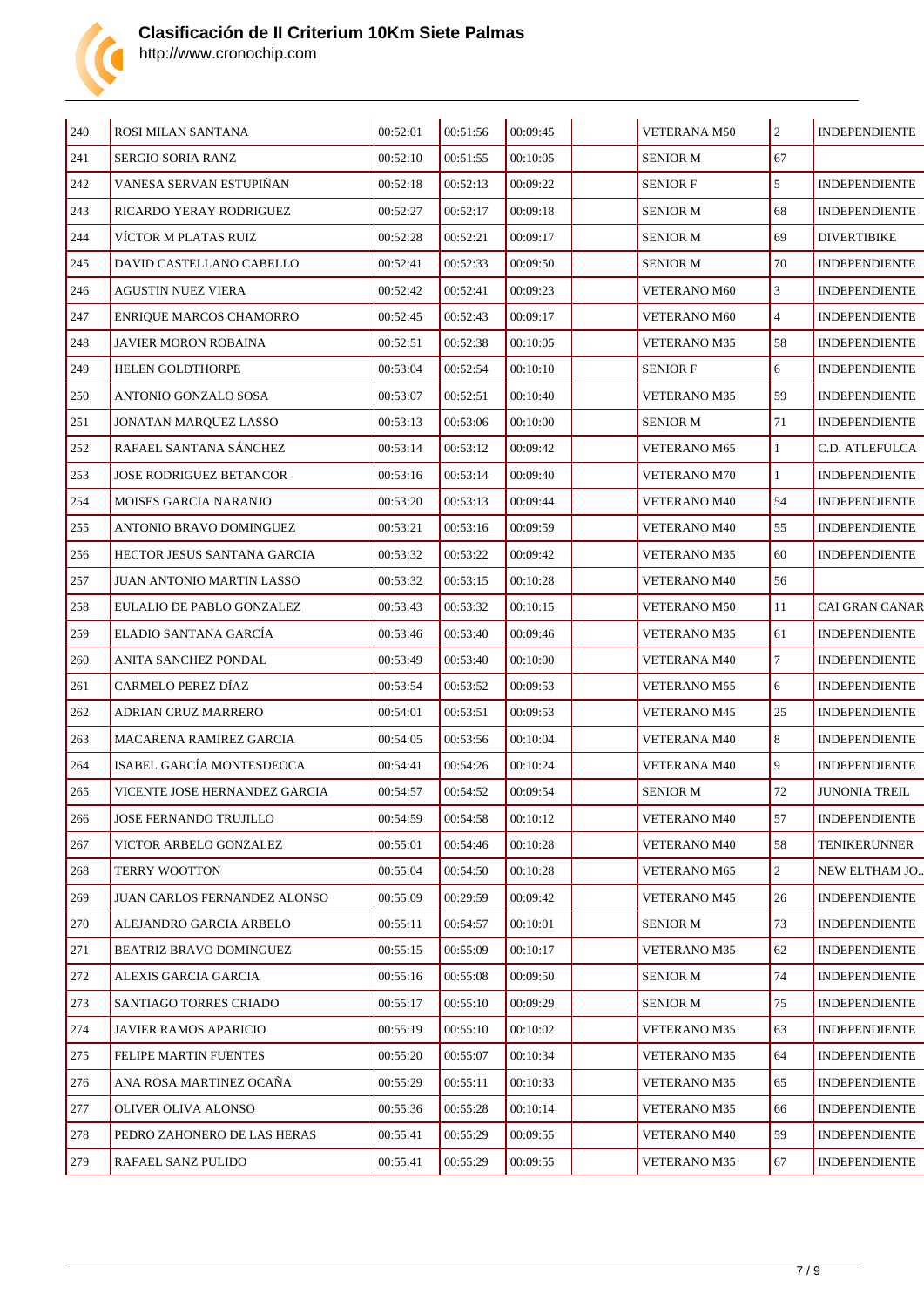# Clasificación de II Criterium 10Km Siete Palmas

http://www.cronochip.com

| | | | | | | | | |
|---|---|---|---|---|---|---|---|---|
| 240 | ROSI MILAN SANTANA | 00:52:01 | 00:51:56 | 00:09:45 | | VETERANA M50 | 2 | INDEPENDIENTE |
| 241 | SERGIO SORIA RANZ | 00:52:10 | 00:51:55 | 00:10:05 | | SENIOR M | 67 | |
| 242 | VANESA SERVAN ESTUPIÑAN | 00:52:18 | 00:52:13 | 00:09:22 | | SENIOR F | 5 | INDEPENDIENTE |
| 243 | RICARDO YERAY RODRIGUEZ | 00:52:27 | 00:52:17 | 00:09:18 | | SENIOR M | 68 | INDEPENDIENTE |
| 244 | VÍCTOR M PLATAS RUIZ | 00:52:28 | 00:52:21 | 00:09:17 | | SENIOR M | 69 | DIVERTIBIKE |
| 245 | DAVID CASTELLANO CABELLO | 00:52:41 | 00:52:33 | 00:09:50 | | SENIOR M | 70 | INDEPENDIENTE |
| 246 | AGUSTIN NUEZ VIERA | 00:52:42 | 00:52:41 | 00:09:23 | | VETERANO M60 | 3 | INDEPENDIENTE |
| 247 | ENRIQUE MARCOS CHAMORRO | 00:52:45 | 00:52:43 | 00:09:17 | | VETERANO M60 | 4 | INDEPENDIENTE |
| 248 | JAVIER MORON ROBAINA | 00:52:51 | 00:52:38 | 00:10:05 | | VETERANO M35 | 58 | INDEPENDIENTE |
| 249 | HELEN GOLDTHORPE | 00:53:04 | 00:52:54 | 00:10:10 | | SENIOR F | 6 | INDEPENDIENTE |
| 250 | ANTONIO GONZALO SOSA | 00:53:07 | 00:52:51 | 00:10:40 | | VETERANO M35 | 59 | INDEPENDIENTE |
| 251 | JONATAN MARQUEZ LASSO | 00:53:13 | 00:53:06 | 00:10:00 | | SENIOR M | 71 | INDEPENDIENTE |
| 252 | RAFAEL SANTANA SÁNCHEZ | 00:53:14 | 00:53:12 | 00:09:42 | | VETERANO M65 | 1 | C.D. ATLEFULCA |
| 253 | JOSE RODRIGUEZ BETANCOR | 00:53:16 | 00:53:14 | 00:09:40 | | VETERANO M70 | 1 | INDEPENDIENTE |
| 254 | MOISES GARCIA NARANJO | 00:53:20 | 00:53:13 | 00:09:44 | | VETERANO M40 | 54 | INDEPENDIENTE |
| 255 | ANTONIO BRAVO DOMINGUEZ | 00:53:21 | 00:53:16 | 00:09:59 | | VETERANO M40 | 55 | INDEPENDIENTE |
| 256 | HECTOR JESUS SANTANA GARCIA | 00:53:32 | 00:53:22 | 00:09:42 | | VETERANO M35 | 60 | INDEPENDIENTE |
| 257 | JUAN ANTONIO MARTIN LASSO | 00:53:32 | 00:53:15 | 00:10:28 | | VETERANO M40 | 56 | |
| 258 | EULALIO DE PABLO GONZALEZ | 00:53:43 | 00:53:32 | 00:10:15 | | VETERANO M50 | 11 | CAI GRAN CANAR |
| 259 | ELADIO SANTANA GARCÍA | 00:53:46 | 00:53:40 | 00:09:46 | | VETERANO M35 | 61 | INDEPENDIENTE |
| 260 | ANITA SANCHEZ PONDAL | 00:53:49 | 00:53:40 | 00:10:00 | | VETERANA M40 | 7 | INDEPENDIENTE |
| 261 | CARMELO PEREZ DÍAZ | 00:53:54 | 00:53:52 | 00:09:53 | | VETERANO M55 | 6 | INDEPENDIENTE |
| 262 | ADRIAN CRUZ MARRERO | 00:54:01 | 00:53:51 | 00:09:53 | | VETERANO M45 | 25 | INDEPENDIENTE |
| 263 | MACARENA RAMIREZ GARCIA | 00:54:05 | 00:53:56 | 00:10:04 | | VETERANA M40 | 8 | INDEPENDIENTE |
| 264 | ISABEL GARCÍA MONTESDEOCA | 00:54:41 | 00:54:26 | 00:10:24 | | VETERANA M40 | 9 | INDEPENDIENTE |
| 265 | VICENTE JOSE HERNANDEZ GARCIA | 00:54:57 | 00:54:52 | 00:09:54 | | SENIOR M | 72 | JUNONIA TREIL |
| 266 | JOSE FERNANDO TRUJILLO | 00:54:59 | 00:54:58 | 00:10:12 | | VETERANO M40 | 57 | INDEPENDIENTE |
| 267 | VICTOR ARBELO GONZALEZ | 00:55:01 | 00:54:46 | 00:10:28 | | VETERANO M40 | 58 | TENIKERUNNER |
| 268 | TERRY WOOTTON | 00:55:04 | 00:54:50 | 00:10:28 | | VETERANO M65 | 2 | NEW ELTHAM JO... |
| 269 | JUAN CARLOS FERNANDEZ ALONSO | 00:55:09 | 00:29:59 | 00:09:42 | | VETERANO M45 | 26 | INDEPENDIENTE |
| 270 | ALEJANDRO GARCIA ARBELO | 00:55:11 | 00:54:57 | 00:10:01 | | SENIOR M | 73 | INDEPENDIENTE |
| 271 | BEATRIZ BRAVO DOMINGUEZ | 00:55:15 | 00:55:09 | 00:10:17 | | VETERANO M35 | 62 | INDEPENDIENTE |
| 272 | ALEXIS GARCIA GARCIA | 00:55:16 | 00:55:08 | 00:09:50 | | SENIOR M | 74 | INDEPENDIENTE |
| 273 | SANTIAGO TORRES CRIADO | 00:55:17 | 00:55:10 | 00:09:29 | | SENIOR M | 75 | INDEPENDIENTE |
| 274 | JAVIER RAMOS APARICIO | 00:55:19 | 00:55:10 | 00:10:02 | | VETERANO M35 | 63 | INDEPENDIENTE |
| 275 | FELIPE MARTIN FUENTES | 00:55:20 | 00:55:07 | 00:10:34 | | VETERANO M35 | 64 | INDEPENDIENTE |
| 276 | ANA ROSA MARTINEZ OCAÑA | 00:55:29 | 00:55:11 | 00:10:33 | | VETERANO M35 | 65 | INDEPENDIENTE |
| 277 | OLIVER OLIVA ALONSO | 00:55:36 | 00:55:28 | 00:10:14 | | VETERANO M35 | 66 | INDEPENDIENTE |
| 278 | PEDRO ZAHONERO DE LAS HERAS | 00:55:41 | 00:55:29 | 00:09:55 | | VETERANO M40 | 59 | INDEPENDIENTE |
| 279 | RAFAEL SANZ PULIDO | 00:55:41 | 00:55:29 | 00:09:55 | | VETERANO M35 | 67 | INDEPENDIENTE |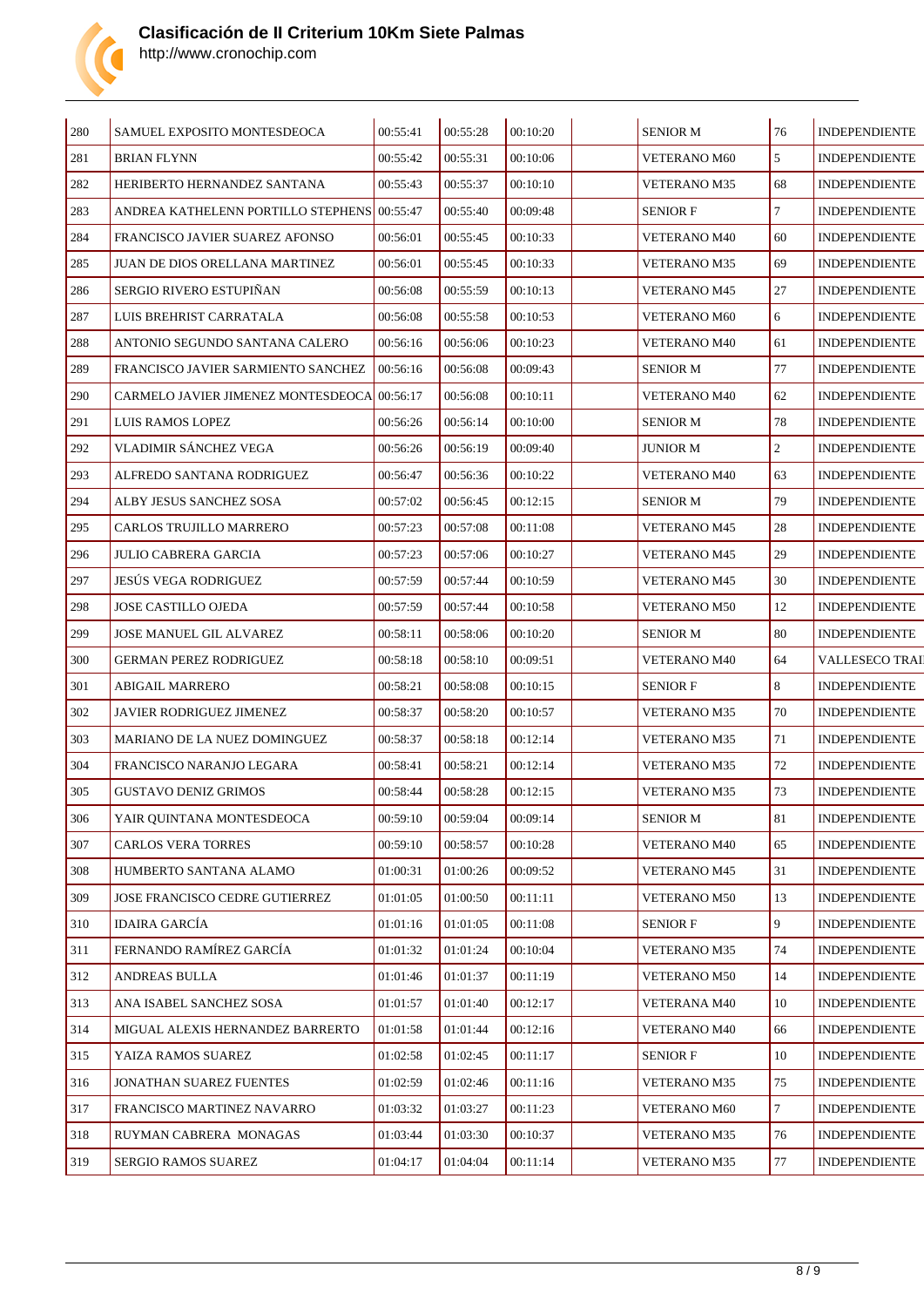# Clasificación de II Criterium 10Km Siete Palmas

http://www.cronochip.com

| | | | | | | | | |
|---|---|---|---|---|---|---|---|---|
| 280 | SAMUEL EXPOSITO MONTESDEOCA | 00:55:41 | 00:55:28 | 00:10:20 | | SENIOR M | 76 | INDEPENDIENTE |
| 281 | BRIAN FLYNN | 00:55:42 | 00:55:31 | 00:10:06 | | VETERANO M60 | 5 | INDEPENDIENTE |
| 282 | HERIBERTO HERNANDEZ SANTANA | 00:55:43 | 00:55:37 | 00:10:10 | | VETERANO M35 | 68 | INDEPENDIENTE |
| 283 | ANDREA KATHELENN PORTILLO STEPHENS | 00:55:47 | 00:55:40 | 00:09:48 | | SENIOR F | 7 | INDEPENDIENTE |
| 284 | FRANCISCO JAVIER SUAREZ AFONSO | 00:56:01 | 00:55:45 | 00:10:33 | | VETERANO M40 | 60 | INDEPENDIENTE |
| 285 | JUAN DE DIOS ORELLANA MARTINEZ | 00:56:01 | 00:55:45 | 00:10:33 | | VETERANO M35 | 69 | INDEPENDIENTE |
| 286 | SERGIO RIVERO ESTUPIÑAN | 00:56:08 | 00:55:59 | 00:10:13 | | VETERANO M45 | 27 | INDEPENDIENTE |
| 287 | LUIS BREHRIST CARRATALA | 00:56:08 | 00:55:58 | 00:10:53 | | VETERANO M60 | 6 | INDEPENDIENTE |
| 288 | ANTONIO SEGUNDO SANTANA CALERO | 00:56:16 | 00:56:06 | 00:10:23 | | VETERANO M40 | 61 | INDEPENDIENTE |
| 289 | FRANCISCO JAVIER SARMIENTO SANCHEZ | 00:56:16 | 00:56:08 | 00:09:43 | | SENIOR M | 77 | INDEPENDIENTE |
| 290 | CARMELO JAVIER JIMENEZ MONTESDEOCA | 00:56:17 | 00:56:08 | 00:10:11 | | VETERANO M40 | 62 | INDEPENDIENTE |
| 291 | LUIS RAMOS LOPEZ | 00:56:26 | 00:56:14 | 00:10:00 | | SENIOR M | 78 | INDEPENDIENTE |
| 292 | VLADIMIR SÁNCHEZ VEGA | 00:56:26 | 00:56:19 | 00:09:40 | | JUNIOR M | 2 | INDEPENDIENTE |
| 293 | ALFREDO SANTANA RODRIGUEZ | 00:56:47 | 00:56:36 | 00:10:22 | | VETERANO M40 | 63 | INDEPENDIENTE |
| 294 | ALBY JESUS SANCHEZ SOSA | 00:57:02 | 00:56:45 | 00:12:15 | | SENIOR M | 79 | INDEPENDIENTE |
| 295 | CARLOS TRUJILLO MARRERO | 00:57:23 | 00:57:08 | 00:11:08 | | VETERANO M45 | 28 | INDEPENDIENTE |
| 296 | JULIO CABRERA GARCIA | 00:57:23 | 00:57:06 | 00:10:27 | | VETERANO M45 | 29 | INDEPENDIENTE |
| 297 | JESÚS VEGA RODRIGUEZ | 00:57:59 | 00:57:44 | 00:10:59 | | VETERANO M45 | 30 | INDEPENDIENTE |
| 298 | JOSE CASTILLO OJEDA | 00:57:59 | 00:57:44 | 00:10:58 | | VETERANO M50 | 12 | INDEPENDIENTE |
| 299 | JOSE MANUEL GIL ALVAREZ | 00:58:11 | 00:58:06 | 00:10:20 | | SENIOR M | 80 | INDEPENDIENTE |
| 300 | GERMAN PEREZ RODRIGUEZ | 00:58:18 | 00:58:10 | 00:09:51 | | VETERANO M40 | 64 | VALLESECO TRAI |
| 301 | ABIGAIL MARRERO | 00:58:21 | 00:58:08 | 00:10:15 | | SENIOR F | 8 | INDEPENDIENTE |
| 302 | JAVIER RODRIGUEZ JIMENEZ | 00:58:37 | 00:58:20 | 00:10:57 | | VETERANO M35 | 70 | INDEPENDIENTE |
| 303 | MARIANO DE LA NUEZ DOMINGUEZ | 00:58:37 | 00:58:18 | 00:12:14 | | VETERANO M35 | 71 | INDEPENDIENTE |
| 304 | FRANCISCO NARANJO LEGARA | 00:58:41 | 00:58:21 | 00:12:14 | | VETERANO M35 | 72 | INDEPENDIENTE |
| 305 | GUSTAVO DENIZ GRIMOS | 00:58:44 | 00:58:28 | 00:12:15 | | VETERANO M35 | 73 | INDEPENDIENTE |
| 306 | YAIR QUINTANA MONTESDEOCA | 00:59:10 | 00:59:04 | 00:09:14 | | SENIOR M | 81 | INDEPENDIENTE |
| 307 | CARLOS VERA TORRES | 00:59:10 | 00:58:57 | 00:10:28 | | VETERANO M40 | 65 | INDEPENDIENTE |
| 308 | HUMBERTO SANTANA ALAMO | 01:00:31 | 01:00:26 | 00:09:52 | | VETERANO M45 | 31 | INDEPENDIENTE |
| 309 | JOSE FRANCISCO CEDRE GUTIERREZ | 01:01:05 | 01:00:50 | 00:11:11 | | VETERANO M50 | 13 | INDEPENDIENTE |
| 310 | IDAIRA GARCÍA | 01:01:16 | 01:01:05 | 00:11:08 | | SENIOR F | 9 | INDEPENDIENTE |
| 311 | FERNANDO RAMÍREZ GARCÍA | 01:01:32 | 01:01:24 | 00:10:04 | | VETERANO M35 | 74 | INDEPENDIENTE |
| 312 | ANDREAS BULLA | 01:01:46 | 01:01:37 | 00:11:19 | | VETERANO M50 | 14 | INDEPENDIENTE |
| 313 | ANA ISABEL SANCHEZ SOSA | 01:01:57 | 01:01:40 | 00:12:17 | | VETERANA M40 | 10 | INDEPENDIENTE |
| 314 | MIGUAL ALEXIS HERNANDEZ BARRERTO | 01:01:58 | 01:01:44 | 00:12:16 | | VETERANO M40 | 66 | INDEPENDIENTE |
| 315 | YAIZA RAMOS SUAREZ | 01:02:58 | 01:02:45 | 00:11:17 | | SENIOR F | 10 | INDEPENDIENTE |
| 316 | JONATHAN SUAREZ FUENTES | 01:02:59 | 01:02:46 | 00:11:16 | | VETERANO M35 | 75 | INDEPENDIENTE |
| 317 | FRANCISCO MARTINEZ NAVARRO | 01:03:32 | 01:03:27 | 00:11:23 | | VETERANO M60 | 7 | INDEPENDIENTE |
| 318 | RUYMAN CABRERA MONAGAS | 01:03:44 | 01:03:30 | 00:10:37 | | VETERANO M35 | 76 | INDEPENDIENTE |
| 319 | SERGIO RAMOS SUAREZ | 01:04:17 | 01:04:04 | 00:11:14 | | VETERANO M35 | 77 | INDEPENDIENTE |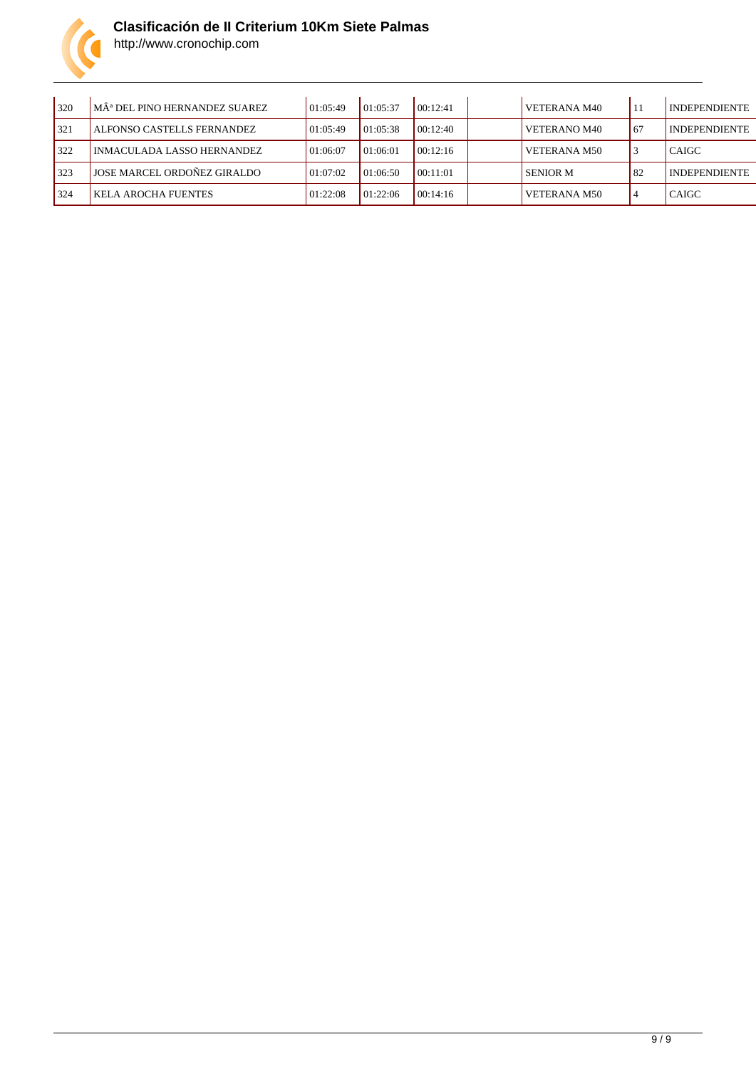| | | | | | | | | |
|---|---|---|---|---|---|---|---|---|
| 320 | MÂª DEL PINO HERNANDEZ SUAREZ | 01:05:49 | 01:05:37 | 00:12:41 | | VETERANA M40 | 11 | INDEPENDIENTE |
| 321 | ALFONSO CASTELLS FERNANDEZ | 01:05:49 | 01:05:38 | 00:12:40 | | VETERANO M40 | 67 | INDEPENDIENTE |
| 322 | INMACULADA LASSO HERNANDEZ | 01:06:07 | 01:06:01 | 00:12:16 | | VETERANA M50 | 3 | CAIGC |
| 323 | JOSE MARCEL ORDOÑEZ GIRALDO | 01:07:02 | 01:06:50 | 00:11:01 | | SENIOR M | 82 | INDEPENDIENTE |
| 324 | KELA AROCHA FUENTES | 01:22:08 | 01:22:06 | 00:14:16 | | VETERANA M50 | 4 | CAIGC |